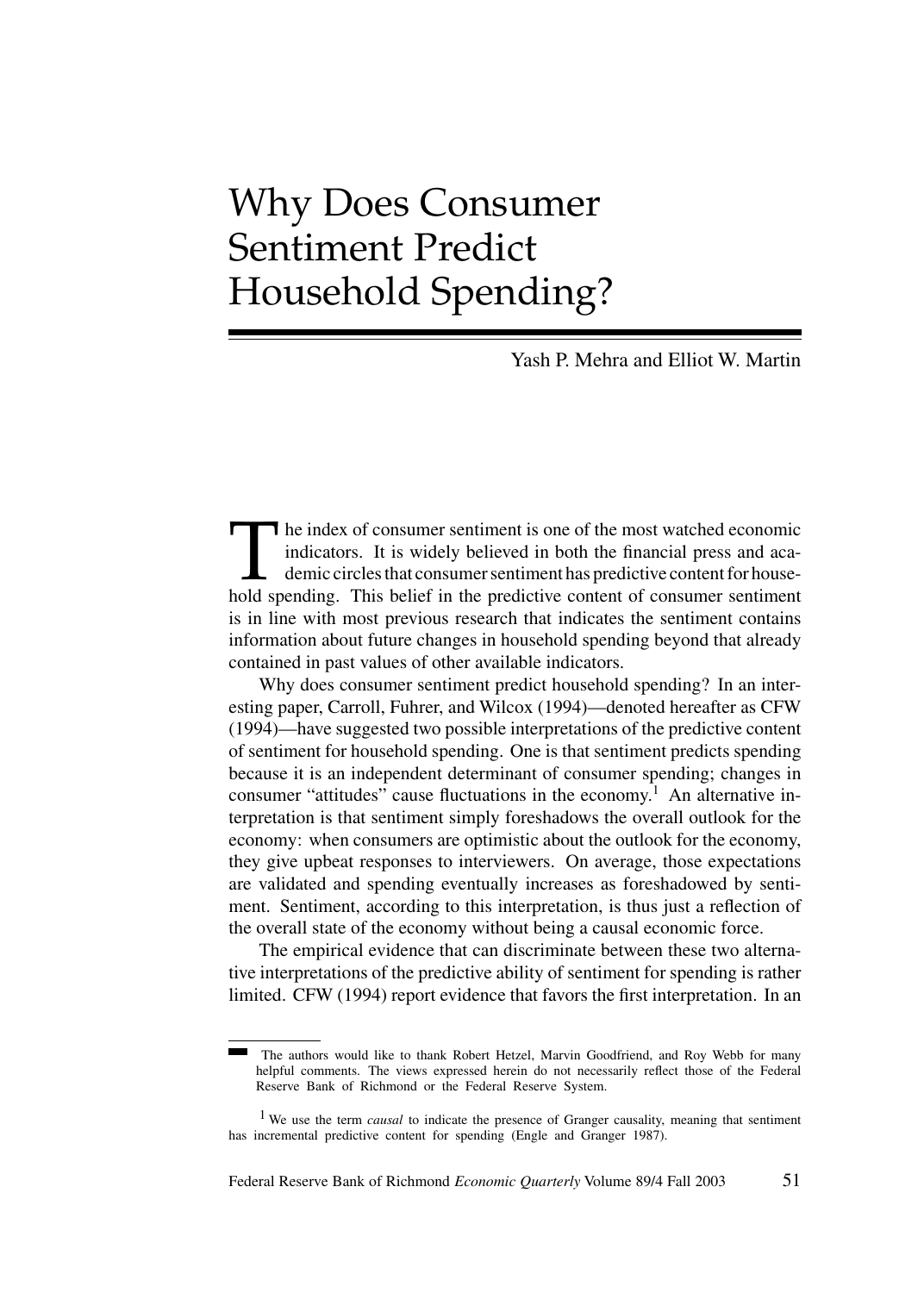# Why Does Consumer Sentiment Predict Household Spending?

Yash P. Mehra and Elliot W. Martin

The index of consumer sentiment is one of the most watched economic indicators. It is widely believed in both the financial press and academic circles that consumer sentiment has predictive content for household spending. This belief in the predictive content of consumer sentiment is in line with most previous research that indicates the sentiment contains information about future changes in household spending beyond that already contained in past values of other available indicators.

Why does consumer sentiment predict household spending? In an interesting paper, Carroll, Fuhrer, and Wilcox (1994)—denoted hereafter as CFW (1994)—have suggested two possible interpretations of the predictive content of sentiment for household spending. One is that sentiment predicts spending because it is an independent determinant of consumer spending; changes in consumer "attitudes" cause fluctuations in the economy.[1] An alternative interpretation is that sentiment simply foreshadows the overall outlook for the economy: when consumers are optimistic about the outlook for the economy, they give upbeat responses to interviewers. On average, those expectations are validated and spending eventually increases as foreshadowed by sentiment. Sentiment, according to this interpretation, is thus just a reflection of the overall state of the economy without being a causal economic force.

The empirical evidence that can discriminate between these two alternative interpretations of the predictive ability of sentiment for spending is rather limited. CFW (1994) report evidence that favors the first interpretation. In an

---

The authors would like to thank Robert Hetzel, Marvin Goodfriend, and Roy Webb for many helpful comments. The views expressed herein do not necessarily reflect those of the Federal Reserve Bank of Richmond or the Federal Reserve System.

[1] We use the term *causal* to indicate the presence of Granger causality, meaning that sentiment has incremental predictive content for spending (Engle and Granger 1987).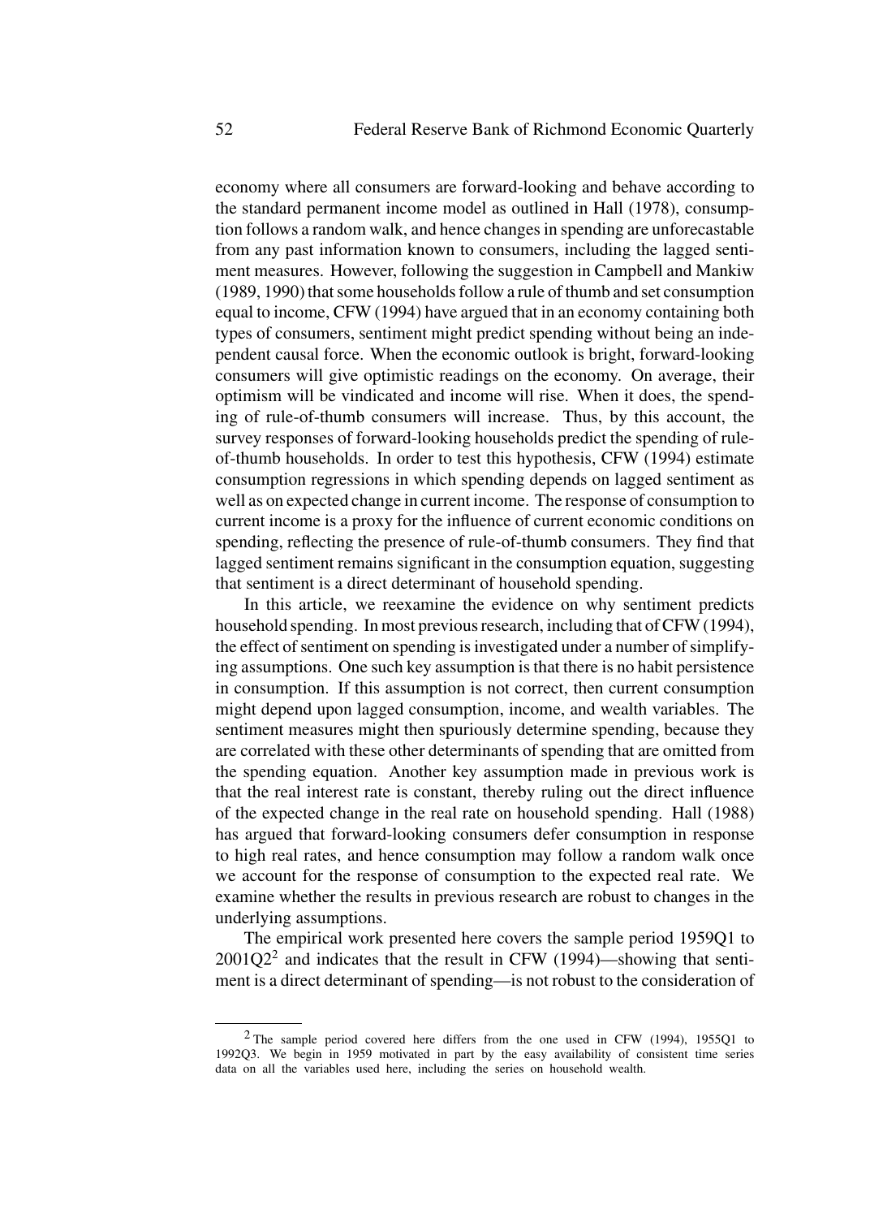economy where all consumers are forward-looking and behave according to the standard permanent income model as outlined in Hall (1978), consumption follows a random walk, and hence changes in spending are unforecastable from any past information known to consumers, including the lagged sentiment measures. However, following the suggestion in Campbell and Mankiw (1989, 1990) that some households follow a rule of thumb and set consumption equal to income, CFW (1994) have argued that in an economy containing both types of consumers, sentiment might predict spending without being an independent causal force. When the economic outlook is bright, forward-looking consumers will give optimistic readings on the economy. On average, their optimism will be vindicated and income will rise. When it does, the spending of rule-of-thumb consumers will increase. Thus, by this account, the survey responses of forward-looking households predict the spending of rule-of-thumb households. In order to test this hypothesis, CFW (1994) estimate consumption regressions in which spending depends on lagged sentiment as well as on expected change in current income. The response of consumption to current income is a proxy for the influence of current economic conditions on spending, reflecting the presence of rule-of-thumb consumers. They find that lagged sentiment remains significant in the consumption equation, suggesting that sentiment is a direct determinant of household spending.

In this article, we reexamine the evidence on why sentiment predicts household spending. In most previous research, including that of CFW (1994), the effect of sentiment on spending is investigated under a number of simplifying assumptions. One such key assumption is that there is no habit persistence in consumption. If this assumption is not correct, then current consumption might depend upon lagged consumption, income, and wealth variables. The sentiment measures might then spuriously determine spending, because they are correlated with these other determinants of spending that are omitted from the spending equation. Another key assumption made in previous work is that the real interest rate is constant, thereby ruling out the direct influence of the expected change in the real rate on household spending. Hall (1988) has argued that forward-looking consumers defer consumption in response to high real rates, and hence consumption may follow a random walk once we account for the response of consumption to the expected real rate. We examine whether the results in previous research are robust to changes in the underlying assumptions.

The empirical work presented here covers the sample period 1959Q1 to 2001Q2[2] and indicates that the result in CFW (1994)—showing that sentiment is a direct determinant of spending—is not robust to the consideration of

---

[2] The sample period covered here differs from the one used in CFW (1994), 1955Q1 to 1992Q3. We begin in 1959 motivated in part by the easy availability of consistent time series data on all the variables used here, including the series on household wealth.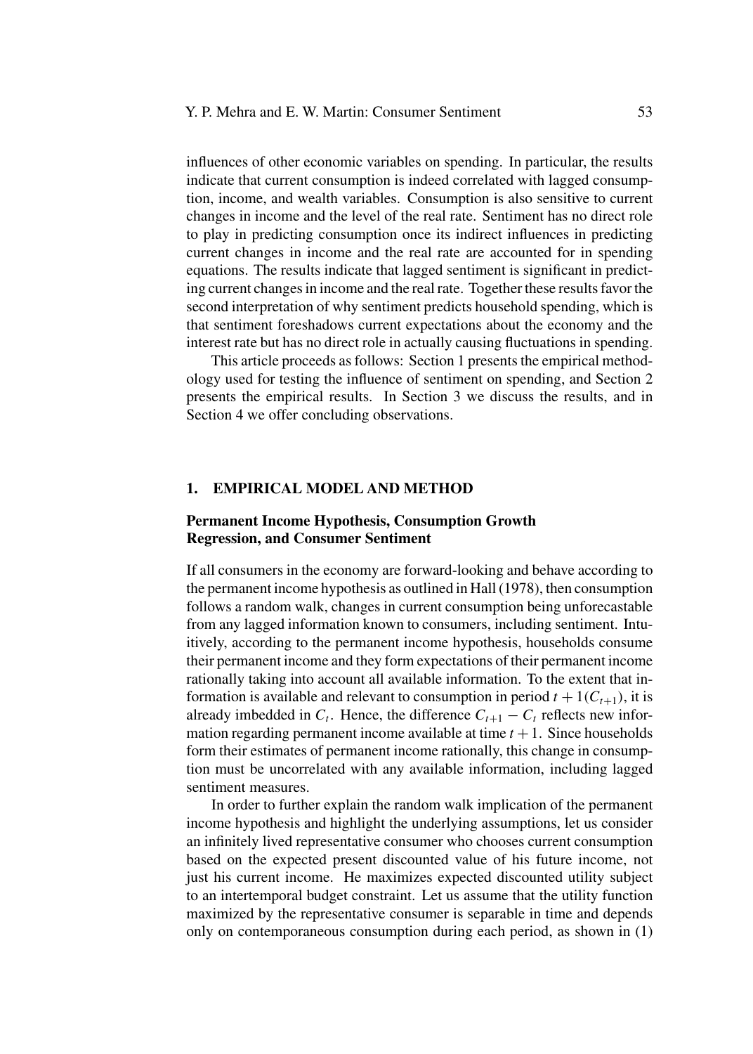influences of other economic variables on spending. In particular, the results indicate that current consumption is indeed correlated with lagged consumption, income, and wealth variables. Consumption is also sensitive to current changes in income and the level of the real rate. Sentiment has no direct role to play in predicting consumption once its indirect influences in predicting current changes in income and the real rate are accounted for in spending equations. The results indicate that lagged sentiment is significant in predicting current changes in income and the real rate. Together these results favor the second interpretation of why sentiment predicts household spending, which is that sentiment foreshadows current expectations about the economy and the interest rate but has no direct role in actually causing fluctuations in spending.

This article proceeds as follows: Section 1 presents the empirical methodology used for testing the influence of sentiment on spending, and Section 2 presents the empirical results. In Section 3 we discuss the results, and in Section 4 we offer concluding observations.

## 1. EMPIRICAL MODEL AND METHOD

### Permanent Income Hypothesis, Consumption Growth Regression, and Consumer Sentiment

If all consumers in the economy are forward-looking and behave according to the permanent income hypothesis as outlined in Hall (1978), then consumption follows a random walk, changes in current consumption being unforecastable from any lagged information known to consumers, including sentiment. Intuitively, according to the permanent income hypothesis, households consume their permanent income and they form expectations of their permanent income rationally taking into account all available information. To the extent that information is available and relevant to consumption in period $t + 1(C_{t+1})$, it is already imbedded in $C_t$. Hence, the difference $C_{t+1} - C_t$ reflects new information regarding permanent income available at time $t + 1$. Since households form their estimates of permanent income rationally, this change in consumption must be uncorrelated with any available information, including lagged sentiment measures.

In order to further explain the random walk implication of the permanent income hypothesis and highlight the underlying assumptions, let us consider an infinitely lived representative consumer who chooses current consumption based on the expected present discounted value of his future income, not just his current income. He maximizes expected discounted utility subject to an intertemporal budget constraint. Let us assume that the utility function maximized by the representative consumer is separable in time and depends only on contemporaneous consumption during each period, as shown in (1)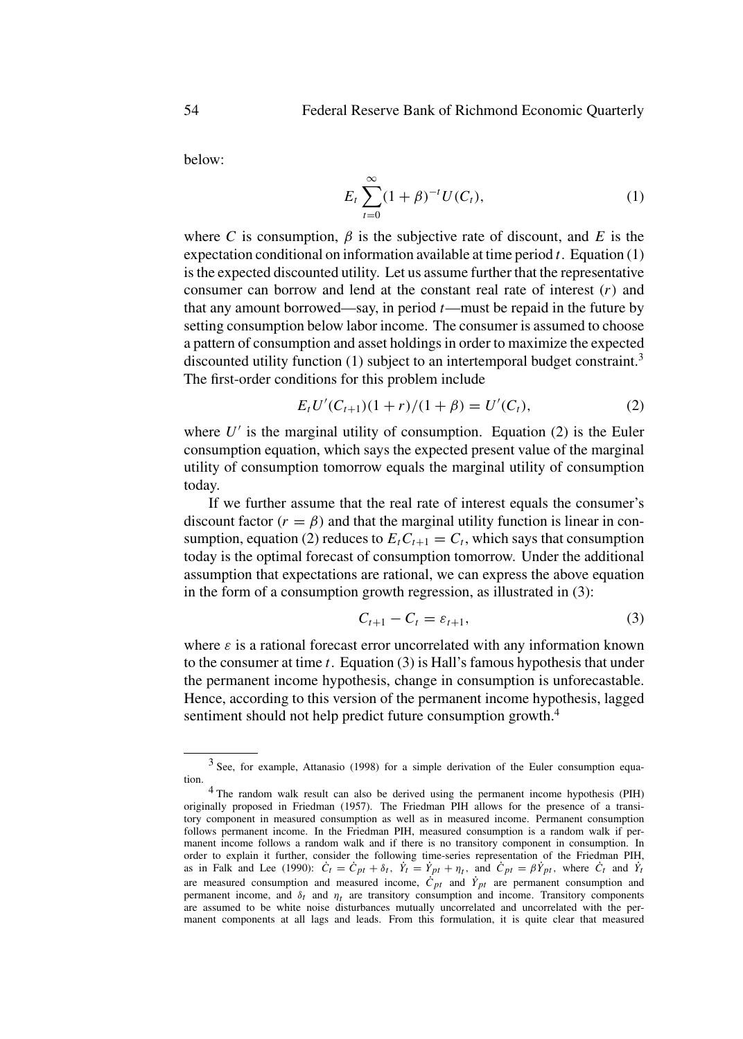below:

$$E_t \sum_{t=0}^{\infty} (1+\beta)^{-t} U(C_t), \tag{1}$$

where $C$ is consumption, $\beta$ is the subjective rate of discount, and $E$ is the expectation conditional on information available at time period $t$. Equation (1) is the expected discounted utility. Let us assume further that the representative consumer can borrow and lend at the constant real rate of interest ($r$) and that any amount borrowed—say, in period $t$—must be repaid in the future by setting consumption below labor income. The consumer is assumed to choose a pattern of consumption and asset holdings in order to maximize the expected discounted utility function (1) subject to an intertemporal budget constraint.[3] The first-order conditions for this problem include

$$E_t U'(C_{t+1})(1+r)/(1+\beta) = U'(C_t), \tag{2}$$

where $U'$ is the marginal utility of consumption. Equation (2) is the Euler consumption equation, which says the expected present value of the marginal utility of consumption tomorrow equals the marginal utility of consumption today.

If we further assume that the real rate of interest equals the consumer's discount factor ($r = \beta$) and that the marginal utility function is linear in consumption, equation (2) reduces to $E_t C_{t+1} = C_t$, which says that consumption today is the optimal forecast of consumption tomorrow. Under the additional assumption that expectations are rational, we can express the above equation in the form of a consumption growth regression, as illustrated in (3):

$$C_{t+1} - C_t = \varepsilon_{t+1}, \tag{3}$$

where $\varepsilon$ is a rational forecast error uncorrelated with any information known to the consumer at time $t$. Equation (3) is Hall's famous hypothesis that under the permanent income hypothesis, change in consumption is unforecastable. Hence, according to this version of the permanent income hypothesis, lagged sentiment should not help predict future consumption growth.[4]

---

[3] See, for example, Attanasio (1998) for a simple derivation of the Euler consumption equation.

[4] The random walk result can also be derived using the permanent income hypothesis (PIH) originally proposed in Friedman (1957). The Friedman PIH allows for the presence of a transitory component in measured consumption as well as in measured income. Permanent consumption follows permanent income. In the Friedman PIH, measured consumption is a random walk if permanent income follows a random walk and if there is no transitory component in consumption. In order to explain it further, consider the following time-series representation of the Friedman PIH, as in Falk and Lee (1990): $\dot{C}_t = \dot{C}_{pt} + \delta_t$, $\dot{Y}_t = \dot{Y}_{pt} + \eta_t$, and $\dot{C}_{pt} = \beta \dot{Y}_{pt}$, where $\dot{C}_t$ and $\dot{Y}_t$ are measured consumption and measured income, $\dot{C}_{pt}$ and $\dot{Y}_{pt}$ are permanent consumption and permanent income, and $\delta_t$ and $\eta_t$ are transitory consumption and income. Transitory components are assumed to be white noise disturbances mutually uncorrelated and uncorrelated with the permanent components at all lags and leads. From this formulation, it is quite clear that measured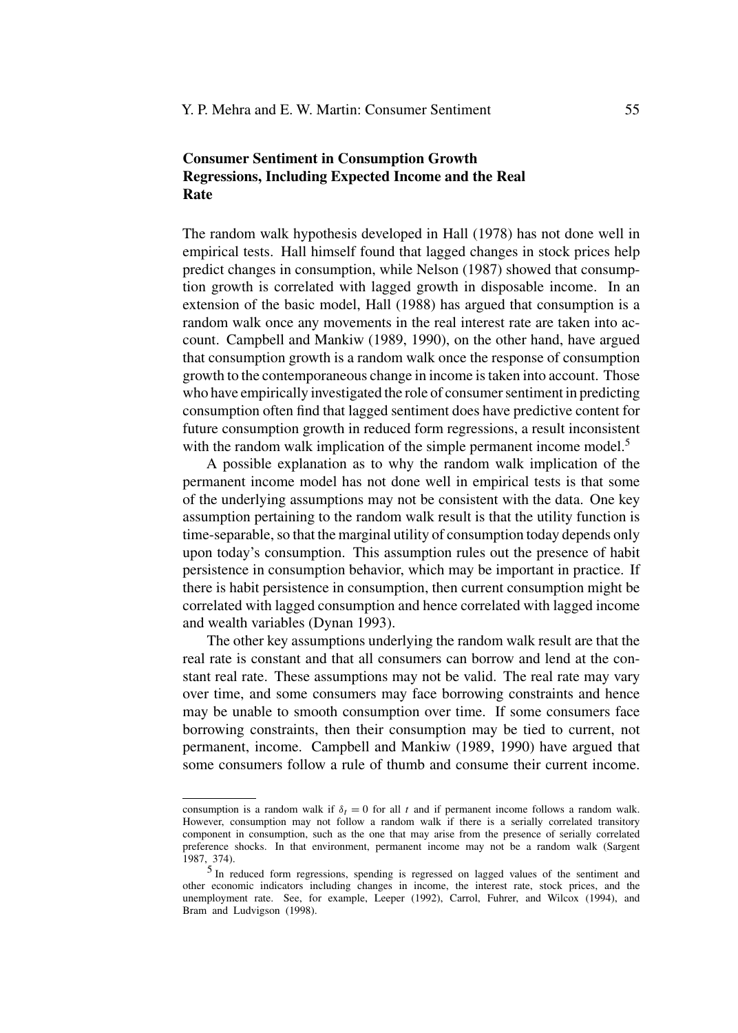## Consumer Sentiment in Consumption Growth Regressions, Including Expected Income and the Real Rate

The random walk hypothesis developed in Hall (1978) has not done well in empirical tests. Hall himself found that lagged changes in stock prices help predict changes in consumption, while Nelson (1987) showed that consumption growth is correlated with lagged growth in disposable income. In an extension of the basic model, Hall (1988) has argued that consumption is a random walk once any movements in the real interest rate are taken into account. Campbell and Mankiw (1989, 1990), on the other hand, have argued that consumption growth is a random walk once the response of consumption growth to the contemporaneous change in income is taken into account. Those who have empirically investigated the role of consumer sentiment in predicting consumption often find that lagged sentiment does have predictive content for future consumption growth in reduced form regressions, a result inconsistent with the random walk implication of the simple permanent income model.[5]

A possible explanation as to why the random walk implication of the permanent income model has not done well in empirical tests is that some of the underlying assumptions may not be consistent with the data. One key assumption pertaining to the random walk result is that the utility function is time-separable, so that the marginal utility of consumption today depends only upon today's consumption. This assumption rules out the presence of habit persistence in consumption behavior, which may be important in practice. If there is habit persistence in consumption, then current consumption might be correlated with lagged consumption and hence correlated with lagged income and wealth variables (Dynan 1993).

The other key assumptions underlying the random walk result are that the real rate is constant and that all consumers can borrow and lend at the constant real rate. These assumptions may not be valid. The real rate may vary over time, and some consumers may face borrowing constraints and hence may be unable to smooth consumption over time. If some consumers face borrowing constraints, then their consumption may be tied to current, not permanent, income. Campbell and Mankiw (1989, 1990) have argued that some consumers follow a rule of thumb and consume their current income.

---

consumption is a random walk if $\delta_t = 0$ for all $t$ and if permanent income follows a random walk. However, consumption may not follow a random walk if there is a serially correlated transitory component in consumption, such as the one that may arise from the presence of serially correlated preference shocks. In that environment, permanent income may not be a random walk (Sargent 1987, 374).

[5] In reduced form regressions, spending is regressed on lagged values of the sentiment and other economic indicators including changes in income, the interest rate, stock prices, and the unemployment rate. See, for example, Leeper (1992), Carrol, Fuhrer, and Wilcox (1994), and Bram and Ludvigson (1998).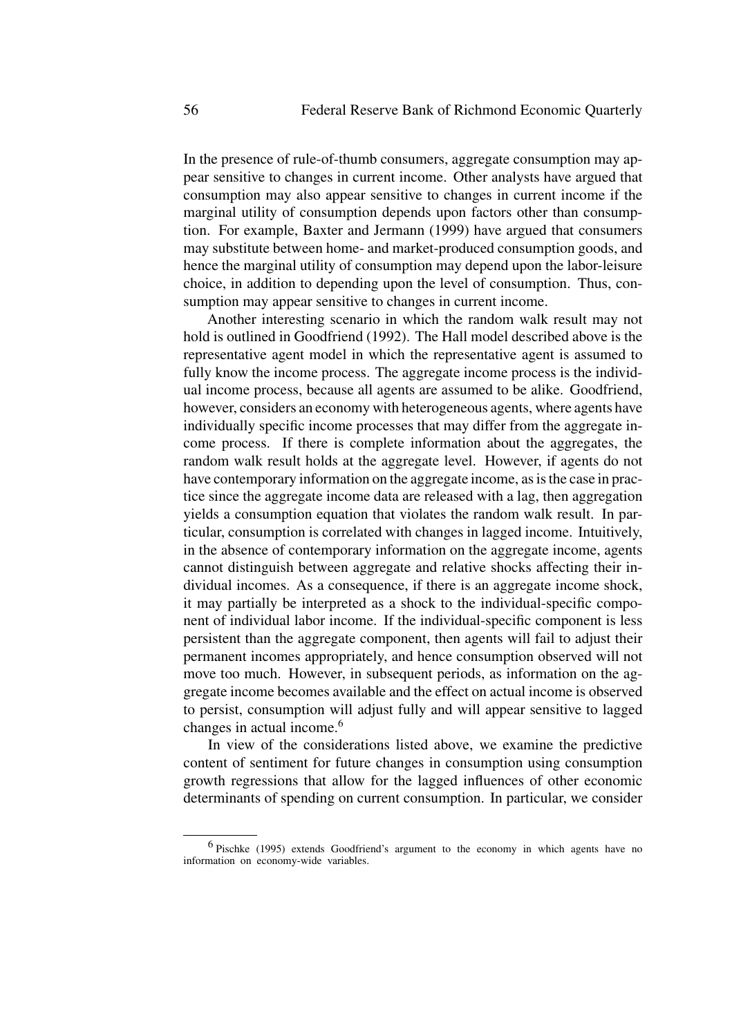In the presence of rule-of-thumb consumers, aggregate consumption may appear sensitive to changes in current income. Other analysts have argued that consumption may also appear sensitive to changes in current income if the marginal utility of consumption depends upon factors other than consumption. For example, Baxter and Jermann (1999) have argued that consumers may substitute between home- and market-produced consumption goods, and hence the marginal utility of consumption may depend upon the labor-leisure choice, in addition to depending upon the level of consumption. Thus, consumption may appear sensitive to changes in current income.

Another interesting scenario in which the random walk result may not hold is outlined in Goodfriend (1992). The Hall model described above is the representative agent model in which the representative agent is assumed to fully know the income process. The aggregate income process is the individual income process, because all agents are assumed to be alike. Goodfriend, however, considers an economy with heterogeneous agents, where agents have individually specific income processes that may differ from the aggregate income process. If there is complete information about the aggregates, the random walk result holds at the aggregate level. However, if agents do not have contemporary information on the aggregate income, as is the case in practice since the aggregate income data are released with a lag, then aggregation yields a consumption equation that violates the random walk result. In particular, consumption is correlated with changes in lagged income. Intuitively, in the absence of contemporary information on the aggregate income, agents cannot distinguish between aggregate and relative shocks affecting their individual incomes. As a consequence, if there is an aggregate income shock, it may partially be interpreted as a shock to the individual-specific component of individual labor income. If the individual-specific component is less persistent than the aggregate component, then agents will fail to adjust their permanent incomes appropriately, and hence consumption observed will not move too much. However, in subsequent periods, as information on the aggregate income becomes available and the effect on actual income is observed to persist, consumption will adjust fully and will appear sensitive to lagged changes in actual income.[6]

In view of the considerations listed above, we examine the predictive content of sentiment for future changes in consumption using consumption growth regressions that allow for the lagged influences of other economic determinants of spending on current consumption. In particular, we consider

[6] Pischke (1995) extends Goodfriend's argument to the economy in which agents have no information on economy-wide variables.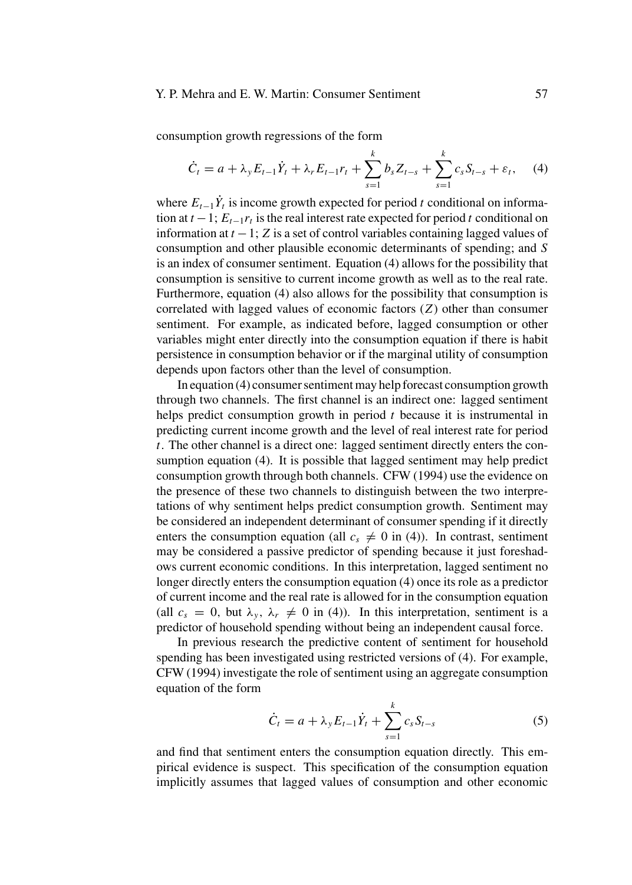consumption growth regressions of the form

$$\dot{C}_t = a + \lambda_y E_{t-1}\dot{Y}_t + \lambda_r E_{t-1} r_t + \sum_{s=1}^{k} b_s Z_{t-s} + \sum_{s=1}^{k} c_s S_{t-s} + \varepsilon_t, \quad (4)$$

where $E_{t-1}\dot{Y}_t$ is income growth expected for period $t$ conditional on information at $t-1$; $E_{t-1}r_t$ is the real interest rate expected for period $t$ conditional on information at $t-1$; $Z$ is a set of control variables containing lagged values of consumption and other plausible economic determinants of spending; and $S$ is an index of consumer sentiment. Equation (4) allows for the possibility that consumption is sensitive to current income growth as well as to the real rate. Furthermore, equation (4) also allows for the possibility that consumption is correlated with lagged values of economic factors ($Z$) other than consumer sentiment. For example, as indicated before, lagged consumption or other variables might enter directly into the consumption equation if there is habit persistence in consumption behavior or if the marginal utility of consumption depends upon factors other than the level of consumption.

In equation (4) consumer sentiment may help forecast consumption growth through two channels. The first channel is an indirect one: lagged sentiment helps predict consumption growth in period $t$ because it is instrumental in predicting current income growth and the level of real interest rate for period $t$. The other channel is a direct one: lagged sentiment directly enters the consumption equation (4). It is possible that lagged sentiment may help predict consumption growth through both channels. CFW (1994) use the evidence on the presence of these two channels to distinguish between the two interpretations of why sentiment helps predict consumption growth. Sentiment may be considered an independent determinant of consumer spending if it directly enters the consumption equation (all $c_s \neq 0$ in (4)). In contrast, sentiment may be considered a passive predictor of spending because it just foreshadows current economic conditions. In this interpretation, lagged sentiment no longer directly enters the consumption equation (4) once its role as a predictor of current income and the real rate is allowed for in the consumption equation (all $c_s = 0$, but $\lambda_y$, $\lambda_r \neq 0$ in (4)). In this interpretation, sentiment is a predictor of household spending without being an independent causal force.

In previous research the predictive content of sentiment for household spending has been investigated using restricted versions of (4). For example, CFW (1994) investigate the role of sentiment using an aggregate consumption equation of the form

$$\dot{C}_t = a + \lambda_y E_{t-1}\dot{Y}_t + \sum_{s=1}^{k} c_s S_{t-s} \quad (5)$$

and find that sentiment enters the consumption equation directly. This empirical evidence is suspect. This specification of the consumption equation implicitly assumes that lagged values of consumption and other economic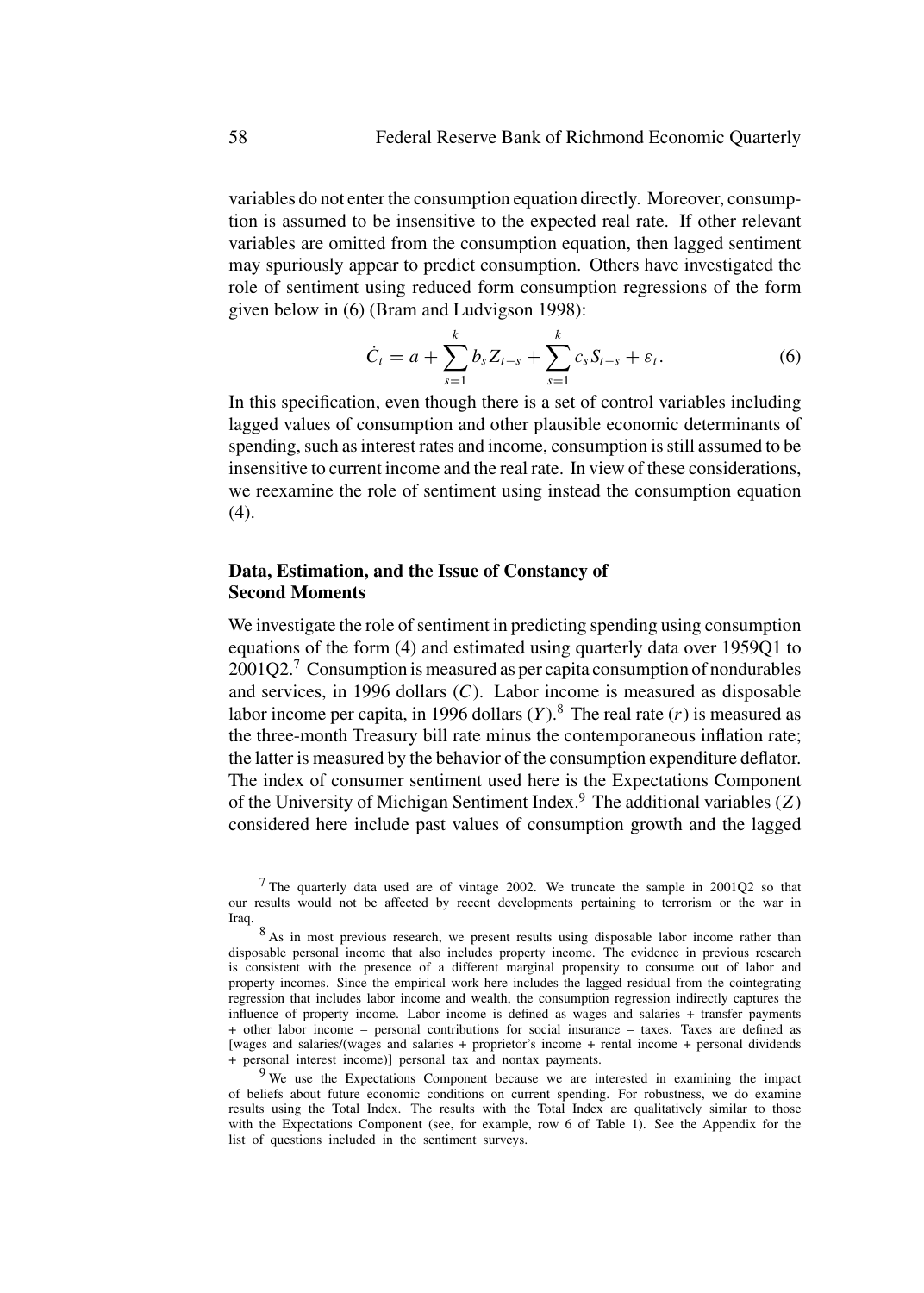variables do not enter the consumption equation directly. Moreover, consumption is assumed to be insensitive to the expected real rate. If other relevant variables are omitted from the consumption equation, then lagged sentiment may spuriously appear to predict consumption. Others have investigated the role of sentiment using reduced form consumption regressions of the form given below in (6) (Bram and Ludvigson 1998):

$$\dot{C}_t = a + \sum_{s=1}^{k} b_s Z_{t-s} + \sum_{s=1}^{k} c_s S_{t-s} + \varepsilon_t. \tag{6}$$

In this specification, even though there is a set of control variables including lagged values of consumption and other plausible economic determinants of spending, such as interest rates and income, consumption is still assumed to be insensitive to current income and the real rate. In view of these considerations, we reexamine the role of sentiment using instead the consumption equation (4).

### Data, Estimation, and the Issue of Constancy of Second Moments

We investigate the role of sentiment in predicting spending using consumption equations of the form (4) and estimated using quarterly data over 1959Q1 to 2001Q2.[7] Consumption is measured as per capita consumption of nondurables and services, in 1996 dollars ($C$). Labor income is measured as disposable labor income per capita, in 1996 dollars ($Y$).[8] The real rate ($r$) is measured as the three-month Treasury bill rate minus the contemporaneous inflation rate; the latter is measured by the behavior of the consumption expenditure deflator. The index of consumer sentiment used here is the Expectations Component of the University of Michigan Sentiment Index.[9] The additional variables ($Z$) considered here include past values of consumption growth and the lagged

---

[7] The quarterly data used are of vintage 2002. We truncate the sample in 2001Q2 so that our results would not be affected by recent developments pertaining to terrorism or the war in Iraq.

[8] As in most previous research, we present results using disposable labor income rather than disposable personal income that also includes property income. The evidence in previous research is consistent with the presence of a different marginal propensity to consume out of labor and property incomes. Since the empirical work here includes the lagged residual from the cointegrating regression that includes labor income and wealth, the consumption regression indirectly captures the influence of property income. Labor income is defined as wages and salaries + transfer payments + other labor income – personal contributions for social insurance – taxes. Taxes are defined as [wages and salaries/(wages and salaries + proprietor's income + rental income + personal dividends + personal interest income)] personal tax and nontax payments.

[9] We use the Expectations Component because we are interested in examining the impact of beliefs about future economic conditions on current spending. For robustness, we do examine results using the Total Index. The results with the Total Index are qualitatively similar to those with the Expectations Component (see, for example, row 6 of Table 1). See the Appendix for the list of questions included in the sentiment surveys.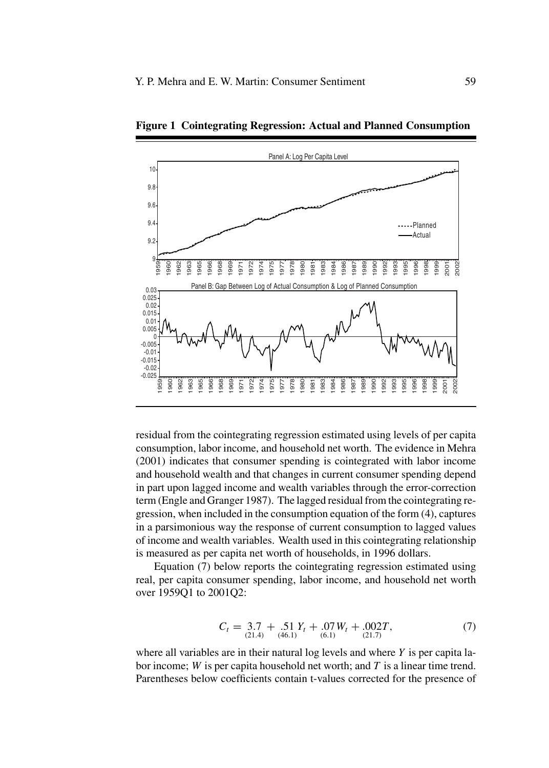**Figure 1 Cointegrating Regression: Actual and Planned Consumption**

residual from the cointegrating regression estimated using levels of per capita consumption, labor income, and household net worth. The evidence in Mehra (2001) indicates that consumer spending is cointegrated with labor income and household wealth and that changes in current consumer spending depend in part upon lagged income and wealth variables through the error-correction term (Engle and Granger 1987). The lagged residual from the cointegrating regression, when included in the consumption equation of the form (4), captures in a parsimonious way the response of current consumption to lagged values of income and wealth variables. Wealth used in this cointegrating relationship is measured as per capita net worth of households, in 1996 dollars.

Equation (7) below reports the cointegrating regression estimated using real, per capita consumer spending, labor income, and household net worth over 1959Q1 to 2001Q2:

$$C_t = \underset{(21.4)}{3.7} + \underset{(46.1)}{.51}\, Y_t + \underset{(6.1)}{.07}\, W_t + \underset{(21.7)}{.002}T, \tag{7}$$

where all variables are in their natural log levels and where $Y$ is per capita labor income; $W$ is per capita household net worth; and $T$ is a linear time trend. Parentheses below coefficients contain t-values corrected for the presence of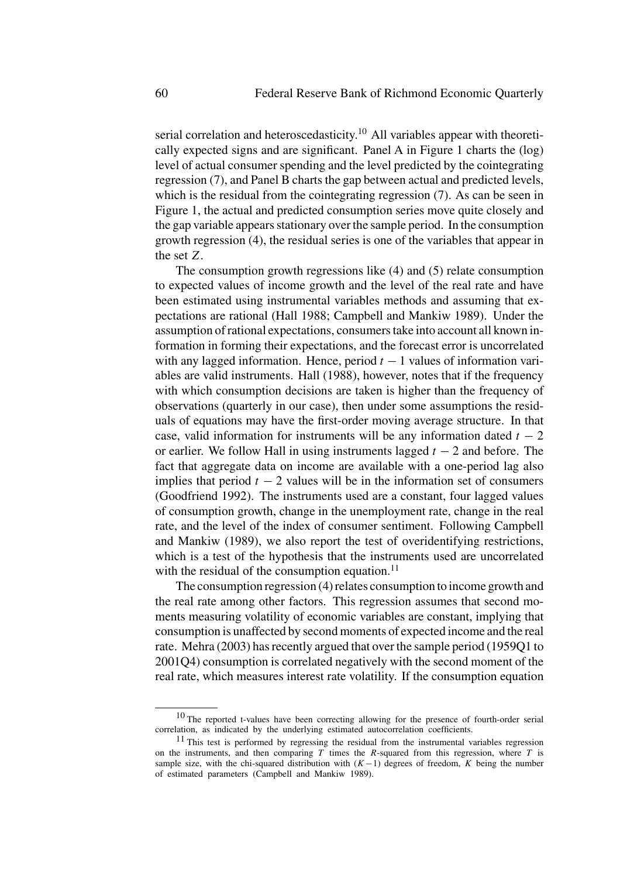serial correlation and heteroscedasticity.[10] All variables appear with theoretically expected signs and are significant. Panel A in Figure 1 charts the (log) level of actual consumer spending and the level predicted by the cointegrating regression (7), and Panel B charts the gap between actual and predicted levels, which is the residual from the cointegrating regression (7). As can be seen in Figure 1, the actual and predicted consumption series move quite closely and the gap variable appears stationary over the sample period. In the consumption growth regression (4), the residual series is one of the variables that appear in the set $Z$.

The consumption growth regressions like (4) and (5) relate consumption to expected values of income growth and the level of the real rate and have been estimated using instrumental variables methods and assuming that expectations are rational (Hall 1988; Campbell and Mankiw 1989). Under the assumption of rational expectations, consumers take into account all known information in forming their expectations, and the forecast error is uncorrelated with any lagged information. Hence, period $t-1$ values of information variables are valid instruments. Hall (1988), however, notes that if the frequency with which consumption decisions are taken is higher than the frequency of observations (quarterly in our case), then under some assumptions the residuals of equations may have the first-order moving average structure. In that case, valid information for instruments will be any information dated $t-2$ or earlier. We follow Hall in using instruments lagged $t-2$ and before. The fact that aggregate data on income are available with a one-period lag also implies that period $t-2$ values will be in the information set of consumers (Goodfriend 1992). The instruments used are a constant, four lagged values of consumption growth, change in the unemployment rate, change in the real rate, and the level of the index of consumer sentiment. Following Campbell and Mankiw (1989), we also report the test of overidentifying restrictions, which is a test of the hypothesis that the instruments used are uncorrelated with the residual of the consumption equation.[11]

The consumption regression (4) relates consumption to income growth and the real rate among other factors. This regression assumes that second moments measuring volatility of economic variables are constant, implying that consumption is unaffected by second moments of expected income and the real rate. Mehra (2003) has recently argued that over the sample period (1959Q1 to 2001Q4) consumption is correlated negatively with the second moment of the real rate, which measures interest rate volatility. If the consumption equation

---

[10] The reported t-values have been correcting allowing for the presence of fourth-order serial correlation, as indicated by the underlying estimated autocorrelation coefficients.

[11] This test is performed by regressing the residual from the instrumental variables regression on the instruments, and then comparing $T$ times the $R$-squared from this regression, where $T$ is sample size, with the chi-squared distribution with $(K-1)$ degrees of freedom, $K$ being the number of estimated parameters (Campbell and Mankiw 1989).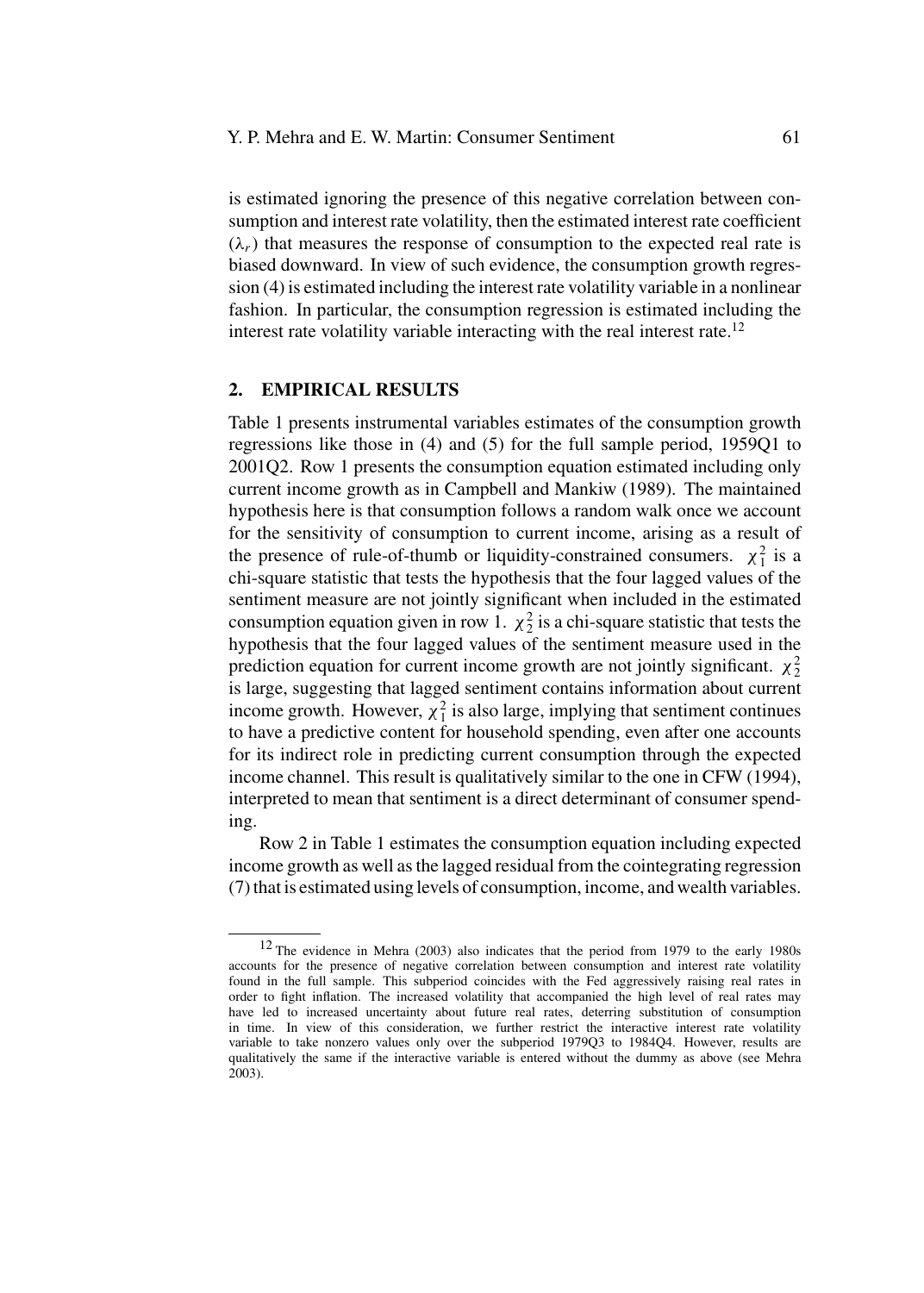is estimated ignoring the presence of this negative correlation between consumption and interest rate volatility, then the estimated interest rate coefficient ($\lambda_r$) that measures the response of consumption to the expected real rate is biased downward. In view of such evidence, the consumption growth regression (4) is estimated including the interest rate volatility variable in a nonlinear fashion. In particular, the consumption regression is estimated including the interest rate volatility variable interacting with the real interest rate.[12]

## 2. EMPIRICAL RESULTS

Table 1 presents instrumental variables estimates of the consumption growth regressions like those in (4) and (5) for the full sample period, 1959Q1 to 2001Q2. Row 1 presents the consumption equation estimated including only current income growth as in Campbell and Mankiw (1989). The maintained hypothesis here is that consumption follows a random walk once we account for the sensitivity of consumption to current income, arising as a result of the presence of rule-of-thumb or liquidity-constrained consumers. $\chi^2_1$ is a chi-square statistic that tests the hypothesis that the four lagged values of the sentiment measure are not jointly significant when included in the estimated consumption equation given in row 1. $\chi^2_2$ is a chi-square statistic that tests the hypothesis that the four lagged values of the sentiment measure used in the prediction equation for current income growth are not jointly significant. $\chi^2_2$ is large, suggesting that lagged sentiment contains information about current income growth. However, $\chi^2_1$ is also large, implying that sentiment continues to have a predictive content for household spending, even after one accounts for its indirect role in predicting current consumption through the expected income channel. This result is qualitatively similar to the one in CFW (1994), interpreted to mean that sentiment is a direct determinant of consumer spending.

Row 2 in Table 1 estimates the consumption equation including expected income growth as well as the lagged residual from the cointegrating regression (7) that is estimated using levels of consumption, income, and wealth variables.

---

[12] The evidence in Mehra (2003) also indicates that the period from 1979 to the early 1980s accounts for the presence of negative correlation between consumption and interest rate volatility found in the full sample. This subperiod coincides with the Fed aggressively raising real rates in order to fight inflation. The increased volatility that accompanied the high level of real rates may have led to increased uncertainty about future real rates, deterring substitution of consumption in time. In view of this consideration, we further restrict the interactive interest rate volatility variable to take nonzero values only over the subperiod 1979Q3 to 1984Q4. However, results are qualitatively the same if the interactive variable is entered without the dummy as above (see Mehra 2003).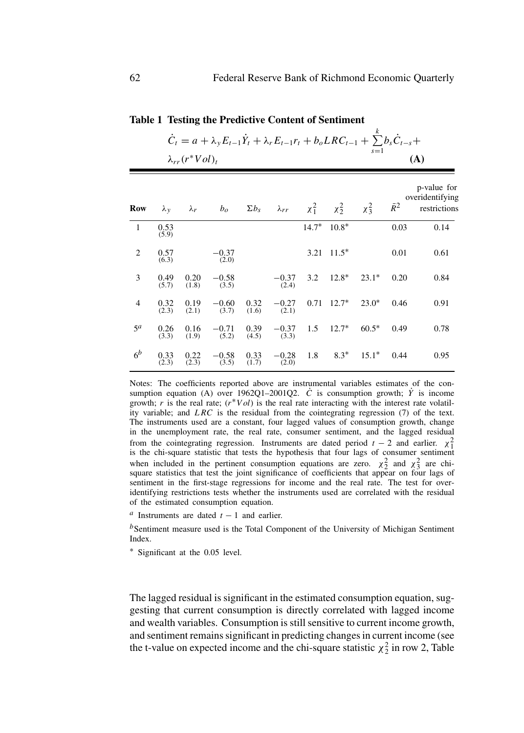**Table 1 Testing the Predictive Content of Sentiment**

$$\dot{C}_t = a + \lambda_y E_{t-1}\dot{Y}_t + \lambda_r E_{t-1} r_t + b_o LRC_{t-1} + \sum_{s=1}^{k} b_s \dot{C}_{t-s} + \lambda_{rr}(r^* Vol)_t \quad \textbf{(A)}$$

| Row | $\lambda_y$ | $\lambda_r$ | $b_o$ | $\Sigma b_s$ | $\lambda_{rr}$ | $\chi_1^2$ | $\chi_2^2$ | $\chi_3^2$ | $\bar{R}^2$ | p-value for overidentifying restrictions |
|---|---|---|---|---|---|---|---|---|---|---|
| 1 | 0.53 (5.9) | | | | | 14.7* | 10.8* | | 0.03 | 0.14 |
| 2 | 0.57 (6.3) | | −0.37 (2.0) | | | 3.21 | 11.5* | | 0.01 | 0.61 |
| 3 | 0.49 (5.7) | 0.20 (1.8) | −0.58 (3.5) | | −0.37 (2.4) | 3.2 | 12.8* | 23.1* | 0.20 | 0.84 |
| 4 | 0.32 (2.3) | 0.19 (2.1) | −0.60 (3.7) | 0.32 (1.6) | −0.27 (2.1) | 0.71 | 12.7* | 23.0* | 0.46 | 0.91 |
| 5[a] | 0.26 (3.3) | 0.16 (1.9) | −0.71 (5.2) | 0.39 (4.5) | −0.37 (3.3) | 1.5 | 12.7* | 60.5* | 0.49 | 0.78 |
| 6[b] | 0.33 (2.3) | 0.22 (2.3) | −0.58 (3.5) | 0.33 (1.7) | −0.28 (2.0) | 1.8 | 8.3* | 15.1* | 0.44 | 0.95 |

Notes: The coefficients reported above are instrumental variables estimates of the consumption equation (A) over 1962Q1–2001Q2. $\dot{C}$ is consumption growth; $\dot{Y}$ is income growth; $r$ is the real rate; $(r^* Vol)$ is the real rate interacting with the interest rate volatility variable; and $LRC$ is the residual from the cointegrating regression (7) of the text. The instruments used are a constant, four lagged values of consumption growth, change in the unemployment rate, the real rate, consumer sentiment, and the lagged residual from the cointegrating regression. Instruments are dated period $t-2$ and earlier. $\chi_1^2$ is the chi-square statistic that tests the hypothesis that four lags of consumer sentiment when included in the pertinent consumption equations are zero. $\chi_2^2$ and $\chi_3^2$ are chi-square statistics that test the joint significance of coefficients that appear on four lags of sentiment in the first-stage regressions for income and the real rate. The test for overidentifying restrictions tests whether the instruments used are correlated with the residual of the estimated consumption equation.

[a] Instruments are dated $t-1$ and earlier.

[b] Sentiment measure used is the Total Component of the University of Michigan Sentiment Index.

\* Significant at the 0.05 level.

The lagged residual is significant in the estimated consumption equation, suggesting that current consumption is directly correlated with lagged income and wealth variables. Consumption is still sensitive to current income growth, and sentiment remains significant in predicting changes in current income (see the t-value on expected income and the chi-square statistic $\chi_2^2$ in row 2, Table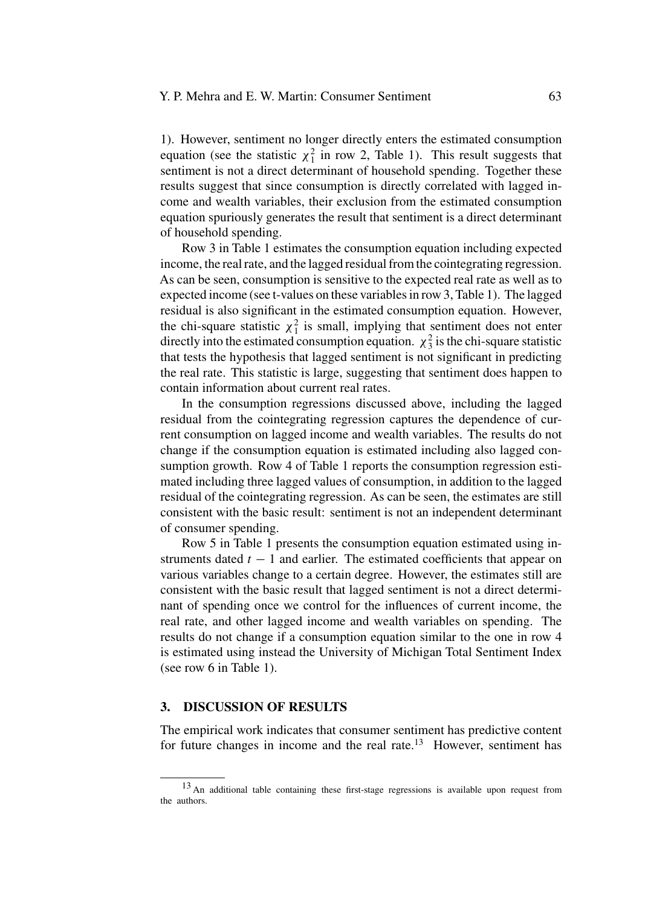1). However, sentiment no longer directly enters the estimated consumption equation (see the statistic $\chi_1^2$ in row 2, Table 1). This result suggests that sentiment is not a direct determinant of household spending. Together these results suggest that since consumption is directly correlated with lagged income and wealth variables, their exclusion from the estimated consumption equation spuriously generates the result that sentiment is a direct determinant of household spending.

Row 3 in Table 1 estimates the consumption equation including expected income, the real rate, and the lagged residual from the cointegrating regression. As can be seen, consumption is sensitive to the expected real rate as well as to expected income (see t-values on these variables in row 3, Table 1). The lagged residual is also significant in the estimated consumption equation. However, the chi-square statistic $\chi_1^2$ is small, implying that sentiment does not enter directly into the estimated consumption equation. $\chi_3^2$ is the chi-square statistic that tests the hypothesis that lagged sentiment is not significant in predicting the real rate. This statistic is large, suggesting that sentiment does happen to contain information about current real rates.

In the consumption regressions discussed above, including the lagged residual from the cointegrating regression captures the dependence of current consumption on lagged income and wealth variables. The results do not change if the consumption equation is estimated including also lagged consumption growth. Row 4 of Table 1 reports the consumption regression estimated including three lagged values of consumption, in addition to the lagged residual of the cointegrating regression. As can be seen, the estimates are still consistent with the basic result: sentiment is not an independent determinant of consumer spending.

Row 5 in Table 1 presents the consumption equation estimated using instruments dated $t - 1$ and earlier. The estimated coefficients that appear on various variables change to a certain degree. However, the estimates still are consistent with the basic result that lagged sentiment is not a direct determinant of spending once we control for the influences of current income, the real rate, and other lagged income and wealth variables on spending. The results do not change if a consumption equation similar to the one in row 4 is estimated using instead the University of Michigan Total Sentiment Index (see row 6 in Table 1).

## 3. DISCUSSION OF RESULTS

The empirical work indicates that consumer sentiment has predictive content for future changes in income and the real rate.[13] However, sentiment has

[13] An additional table containing these first-stage regressions is available upon request from the authors.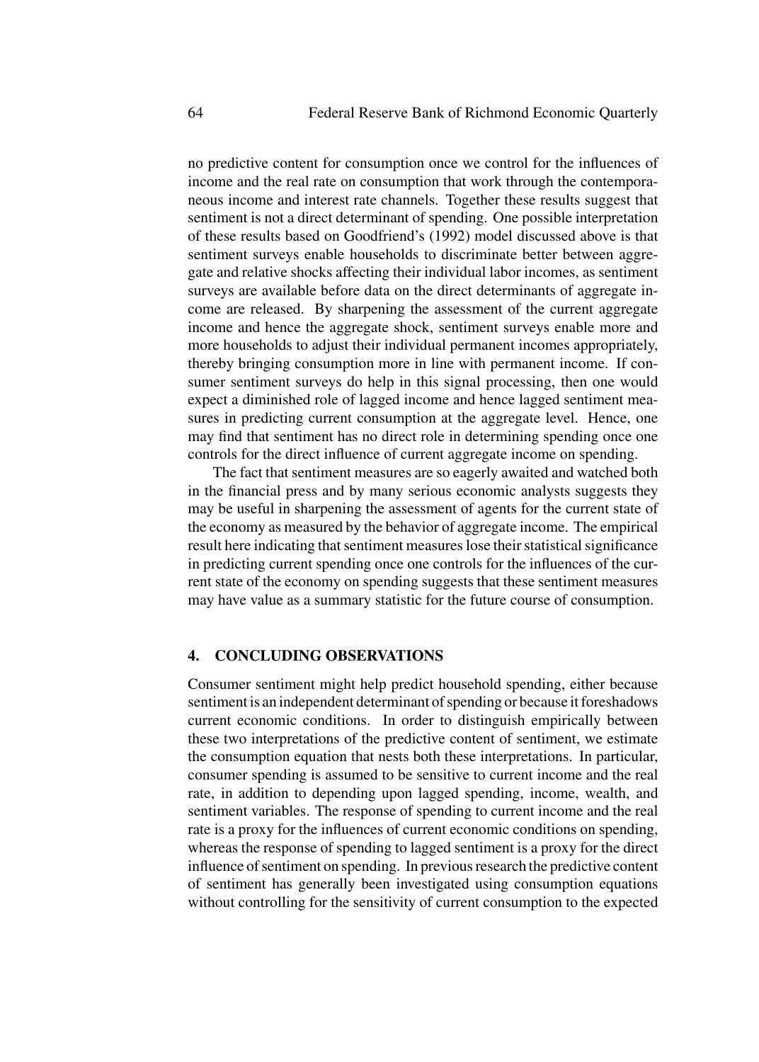no predictive content for consumption once we control for the influences of income and the real rate on consumption that work through the contemporaneous income and interest rate channels. Together these results suggest that sentiment is not a direct determinant of spending. One possible interpretation of these results based on Goodfriend's (1992) model discussed above is that sentiment surveys enable households to discriminate better between aggregate and relative shocks affecting their individual labor incomes, as sentiment surveys are available before data on the direct determinants of aggregate income are released. By sharpening the assessment of the current aggregate income and hence the aggregate shock, sentiment surveys enable more and more households to adjust their individual permanent incomes appropriately, thereby bringing consumption more in line with permanent income. If consumer sentiment surveys do help in this signal processing, then one would expect a diminished role of lagged income and hence lagged sentiment measures in predicting current consumption at the aggregate level. Hence, one may find that sentiment has no direct role in determining spending once one controls for the direct influence of current aggregate income on spending.

The fact that sentiment measures are so eagerly awaited and watched both in the financial press and by many serious economic analysts suggests they may be useful in sharpening the assessment of agents for the current state of the economy as measured by the behavior of aggregate income. The empirical result here indicating that sentiment measures lose their statistical significance in predicting current spending once one controls for the influences of the current state of the economy on spending suggests that these sentiment measures may have value as a summary statistic for the future course of consumption.

## 4. CONCLUDING OBSERVATIONS

Consumer sentiment might help predict household spending, either because sentiment is an independent determinant of spending or because it foreshadows current economic conditions. In order to distinguish empirically between these two interpretations of the predictive content of sentiment, we estimate the consumption equation that nests both these interpretations. In particular, consumer spending is assumed to be sensitive to current income and the real rate, in addition to depending upon lagged spending, income, wealth, and sentiment variables. The response of spending to current income and the real rate is a proxy for the influences of current economic conditions on spending, whereas the response of spending to lagged sentiment is a proxy for the direct influence of sentiment on spending. In previous research the predictive content of sentiment has generally been investigated using consumption equations without controlling for the sensitivity of current consumption to the expected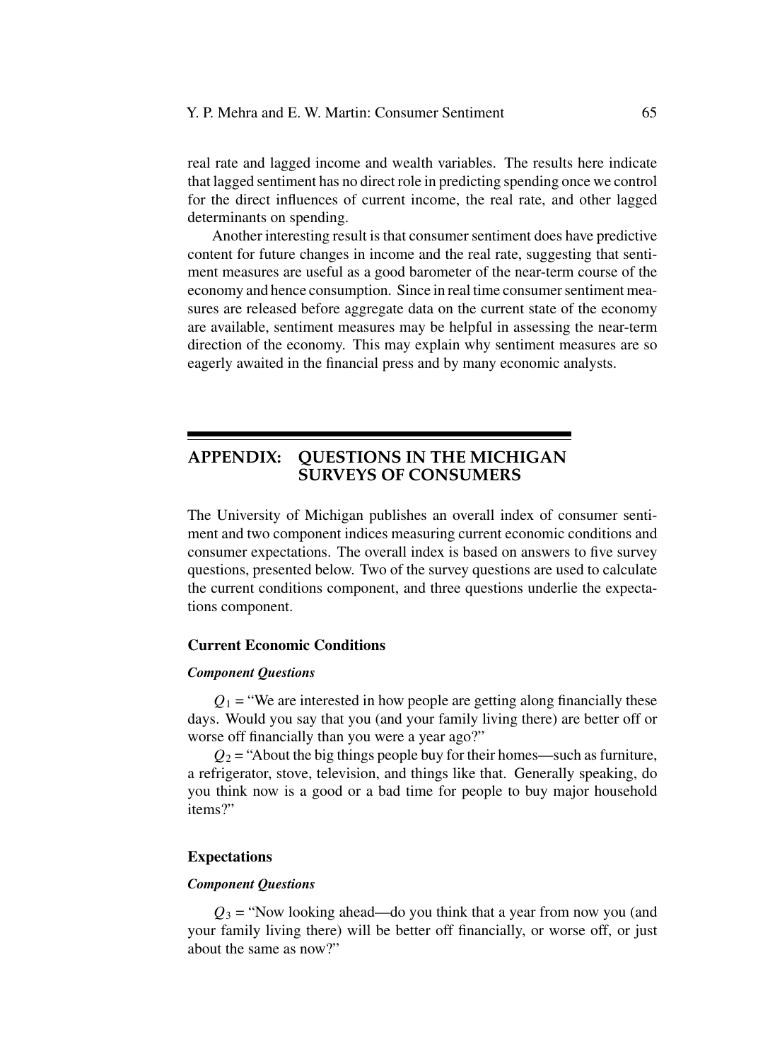real rate and lagged income and wealth variables. The results here indicate that lagged sentiment has no direct role in predicting spending once we control for the direct influences of current income, the real rate, and other lagged determinants on spending.

Another interesting result is that consumer sentiment does have predictive content for future changes in income and the real rate, suggesting that sentiment measures are useful as a good barometer of the near-term course of the economy and hence consumption. Since in real time consumer sentiment measures are released before aggregate data on the current state of the economy are available, sentiment measures may be helpful in assessing the near-term direction of the economy. This may explain why sentiment measures are so eagerly awaited in the financial press and by many economic analysts.

## APPENDIX: QUESTIONS IN THE MICHIGAN SURVEYS OF CONSUMERS

The University of Michigan publishes an overall index of consumer sentiment and two component indices measuring current economic conditions and consumer expectations. The overall index is based on answers to five survey questions, presented below. Two of the survey questions are used to calculate the current conditions component, and three questions underlie the expectations component.

### Current Economic Conditions

#### *Component Questions*

$Q_1$ = "We are interested in how people are getting along financially these days. Would you say that you (and your family living there) are better off or worse off financially than you were a year ago?"

$Q_2$ = "About the big things people buy for their homes—such as furniture, a refrigerator, stove, television, and things like that. Generally speaking, do you think now is a good or a bad time for people to buy major household items?"

### Expectations

#### *Component Questions*

$Q_3$ = "Now looking ahead—do you think that a year from now you (and your family living there) will be better off financially, or worse off, or just about the same as now?"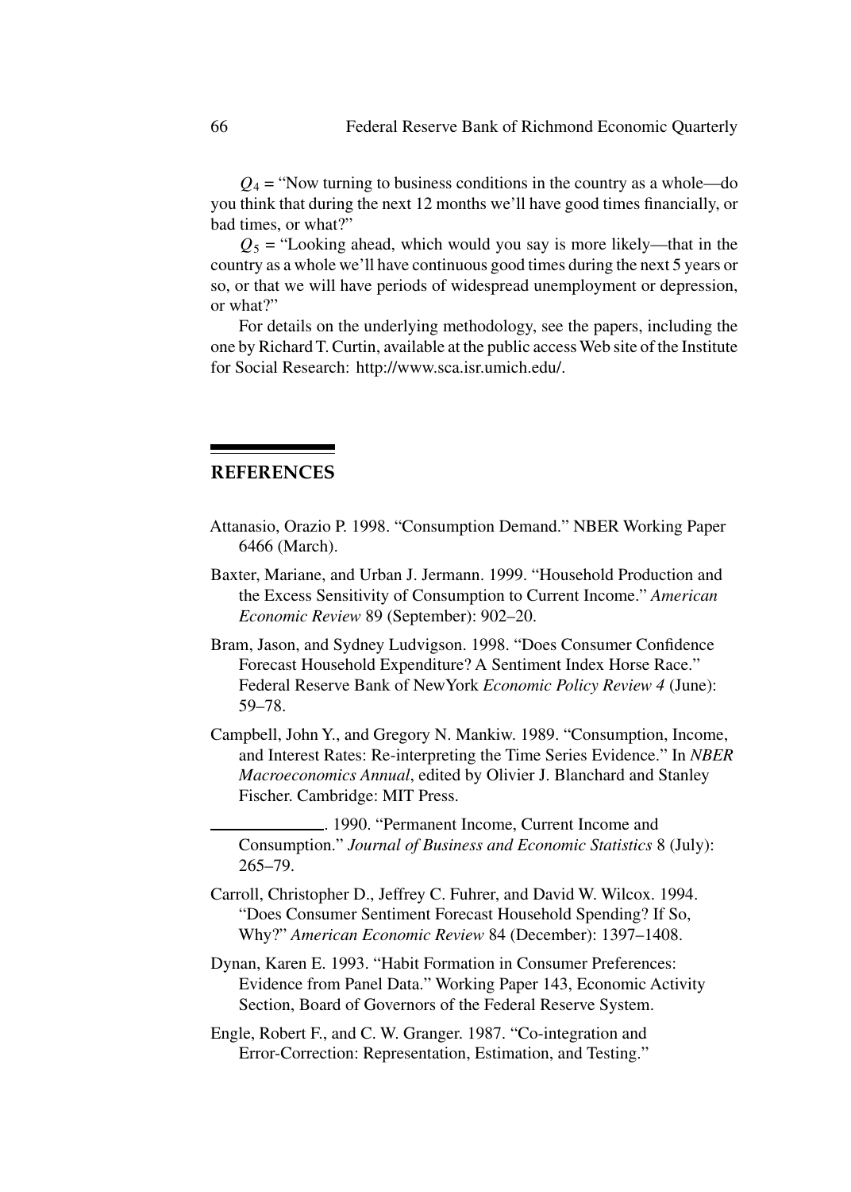$Q_4$ = "Now turning to business conditions in the country as a whole—do you think that during the next 12 months we'll have good times financially, or bad times, or what?"

$Q_5$ = "Looking ahead, which would you say is more likely—that in the country as a whole we'll have continuous good times during the next 5 years or so, or that we will have periods of widespread unemployment or depression, or what?"

For details on the underlying methodology, see the papers, including the one by Richard T. Curtin, available at the public access Web site of the Institute for Social Research: http://www.sca.isr.umich.edu/.

## REFERENCES

Attanasio, Orazio P. 1998. "Consumption Demand." NBER Working Paper 6466 (March).

Baxter, Mariane, and Urban J. Jermann. 1999. "Household Production and the Excess Sensitivity of Consumption to Current Income." *American Economic Review* 89 (September): 902–20.

Bram, Jason, and Sydney Ludvigson. 1998. "Does Consumer Confidence Forecast Household Expenditure? A Sentiment Index Horse Race." Federal Reserve Bank of New York *Economic Policy Review 4* (June): 59–78.

Campbell, John Y., and Gregory N. Mankiw. 1989. "Consumption, Income, and Interest Rates: Re-interpreting the Time Series Evidence." In *NBER Macroeconomics Annual*, edited by Olivier J. Blanchard and Stanley Fischer. Cambridge: MIT Press.

\_\_\_\_\_\_\_\_\_\_\_\_. 1990. "Permanent Income, Current Income and Consumption." *Journal of Business and Economic Statistics* 8 (July): 265–79.

Carroll, Christopher D., Jeffrey C. Fuhrer, and David W. Wilcox. 1994. "Does Consumer Sentiment Forecast Household Spending? If So, Why?" *American Economic Review* 84 (December): 1397–1408.

Dynan, Karen E. 1993. "Habit Formation in Consumer Preferences: Evidence from Panel Data." Working Paper 143, Economic Activity Section, Board of Governors of the Federal Reserve System.

Engle, Robert F., and C. W. Granger. 1987. "Co-integration and Error-Correction: Representation, Estimation, and Testing."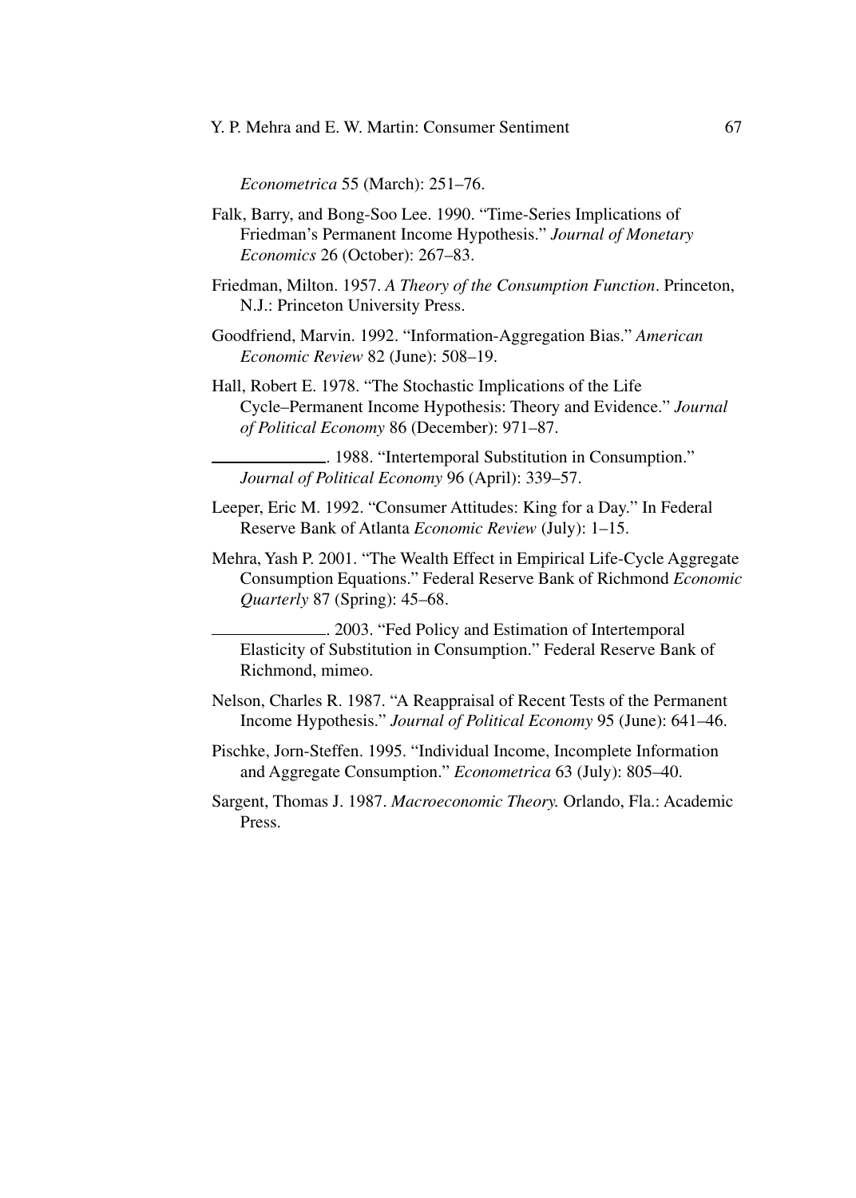*Econometrica* 55 (March): 251–76.

Falk, Barry, and Bong-Soo Lee. 1990. "Time-Series Implications of Friedman's Permanent Income Hypothesis." *Journal of Monetary Economics* 26 (October): 267–83.

Friedman, Milton. 1957. *A Theory of the Consumption Function*. Princeton, N.J.: Princeton University Press.

Goodfriend, Marvin. 1992. "Information-Aggregation Bias." *American Economic Review* 82 (June): 508–19.

Hall, Robert E. 1978. "The Stochastic Implications of the Life Cycle–Permanent Income Hypothesis: Theory and Evidence." *Journal of Political Economy* 86 (December): 971–87.

\_\_\_\_\_\_\_\_\_\_\_\_. 1988. "Intertemporal Substitution in Consumption." *Journal of Political Economy* 96 (April): 339–57.

Leeper, Eric M. 1992. "Consumer Attitudes: King for a Day." In Federal Reserve Bank of Atlanta *Economic Review* (July): 1–15.

Mehra, Yash P. 2001. "The Wealth Effect in Empirical Life-Cycle Aggregate Consumption Equations." Federal Reserve Bank of Richmond *Economic Quarterly* 87 (Spring): 45–68.

\_\_\_\_\_\_\_\_\_\_\_\_. 2003. "Fed Policy and Estimation of Intertemporal Elasticity of Substitution in Consumption." Federal Reserve Bank of Richmond, mimeo.

Nelson, Charles R. 1987. "A Reappraisal of Recent Tests of the Permanent Income Hypothesis." *Journal of Political Economy* 95 (June): 641–46.

Pischke, Jorn-Steffen. 1995. "Individual Income, Incomplete Information and Aggregate Consumption." *Econometrica* 63 (July): 805–40.

Sargent, Thomas J. 1987. *Macroeconomic Theory.* Orlando, Fla.: Academic Press.